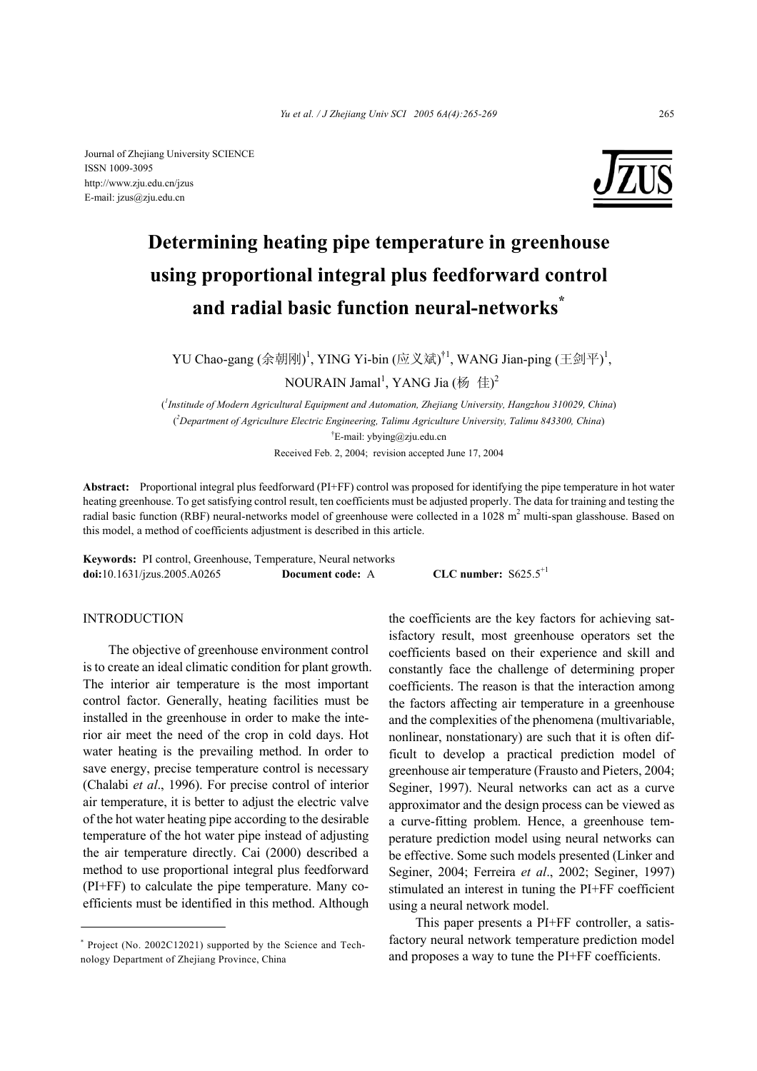Journal of Zhejiang University SCIENCE
ISSN 1009-3095
http://www.zju.edu.cn/jzus
E-mail: jzus@zju.edu.cn

# Determining heating pipe temperature in greenhouse using proportional integral plus feedforward control and radial basic function neural-networks*

YU Chao-gang (余朝刚)[1], YING Yi-bin (应义斌)[†1], WANG Jian-ping (王剑平)[1], NOURAIN Jamal[1], YANG Jia (杨 佳)[2]

([1]*Institude of Modern Agricultural Equipment and Automation, Zhejiang University, Hangzhou 310029, China*)
([2]*Department of Agriculture Electric Engineering, Talimu Agriculture University, Talimu 843300, China*)
[†]E-mail: ybying@zju.edu.cn
Received Feb. 2, 2004; revision accepted June 17, 2004

**Abstract:** Proportional integral plus feedforward (PI+FF) control was proposed for identifying the pipe temperature in hot water heating greenhouse. To get satisfying control result, ten coefficients must be adjusted properly. The data for training and testing the radial basic function (RBF) neural-networks model of greenhouse were collected in a 1028 $m^2$ multi-span glasshouse. Based on this model, a method of coefficients adjustment is described in this article.

**Keywords:** PI control, Greenhouse, Temperature, Neural networks
**doi:**10.1631/jzus.2005.A0265 **Document code:** A **CLC number:** S625.5[+1]

## INTRODUCTION

The objective of greenhouse environment control is to create an ideal climatic condition for plant growth. The interior air temperature is the most important control factor. Generally, heating facilities must be installed in the greenhouse in order to make the interior air meet the need of the crop in cold days. Hot water heating is the prevailing method. In order to save energy, precise temperature control is necessary (Chalabi *et al*., 1996). For precise control of interior air temperature, it is better to adjust the electric valve of the hot water heating pipe according to the desirable temperature of the hot water pipe instead of adjusting the air temperature directly. Cai (2000) described a method to use proportional integral plus feedforward (PI+FF) to calculate the pipe temperature. Many coefficients must be identified in this method. Although the coefficients are the key factors for achieving satisfactory result, most greenhouse operators set the coefficients based on their experience and skill and constantly face the challenge of determining proper coefficients. The reason is that the interaction among the factors affecting air temperature in a greenhouse and the complexities of the phenomena (multivariable, nonlinear, nonstationary) are such that it is often difficult to develop a practical prediction model of greenhouse air temperature (Frausto and Pieters, 2004; Seginer, 1997). Neural networks can act as a curve approximator and the design process can be viewed as a curve-fitting problem. Hence, a greenhouse temperature prediction model using neural networks can be effective. Some such models presented (Linker and Seginer, 2004; Ferreira *et al*., 2002; Seginer, 1997) stimulated an interest in tuning the PI+FF coefficient using a neural network model.

This paper presents a PI+FF controller, a satisfactory neural network temperature prediction model and proposes a way to tune the PI+FF coefficients.

---

* Project (No. 2002C12021) supported by the Science and Technology Department of Zhejiang Province, China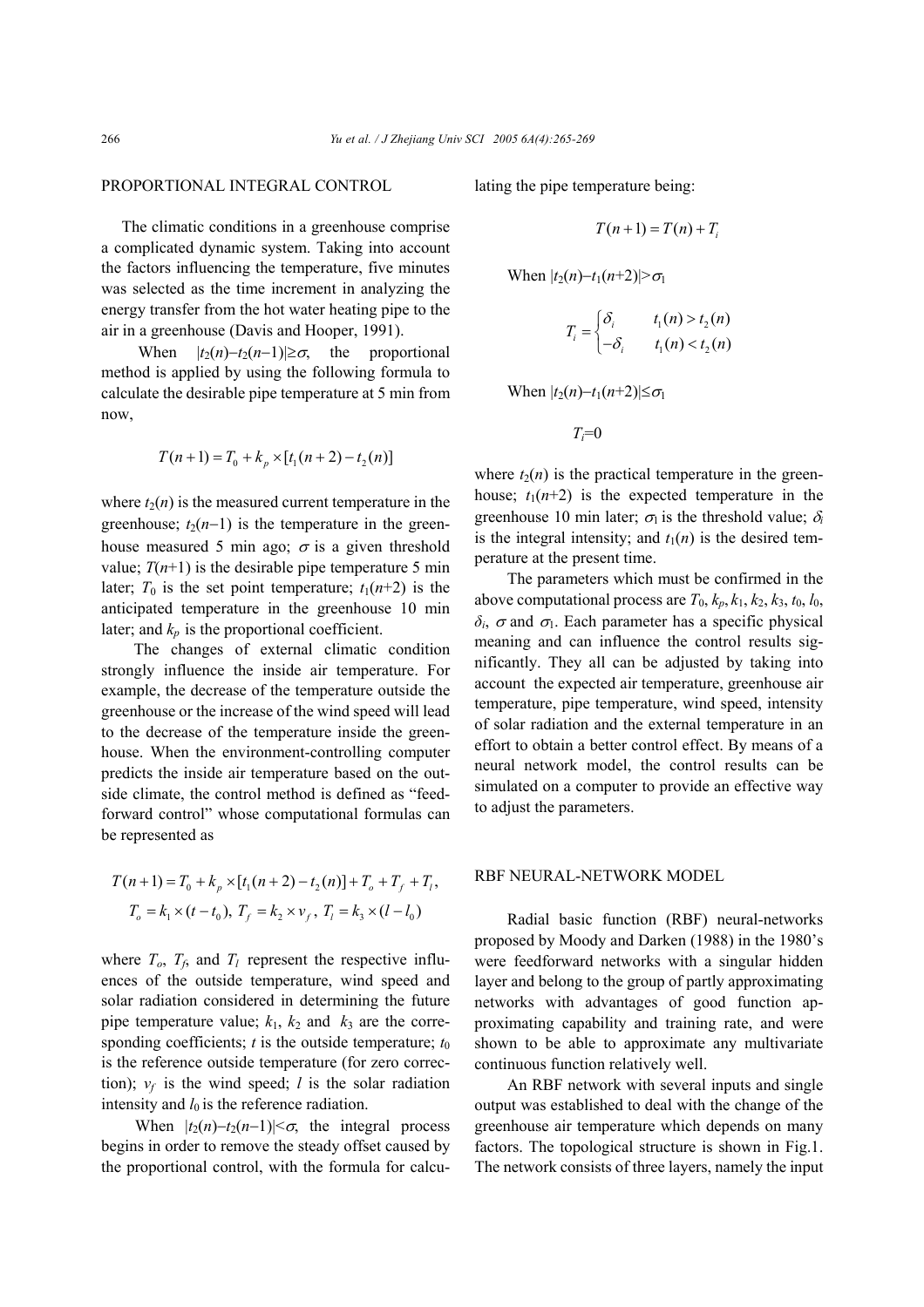## PROPORTIONAL INTEGRAL CONTROL

The climatic conditions in a greenhouse comprise a complicated dynamic system. Taking into account the factors influencing the temperature, five minutes was selected as the time increment in analyzing the energy transfer from the hot water heating pipe to the air in a greenhouse (Davis and Hooper, 1991).

When $|t_2(n)-t_2(n-1)|\geq\sigma$, the proportional method is applied by using the following formula to calculate the desirable pipe temperature at 5 min from now,

$$T(n+1)=T_0+k_p\times[t_1(n+2)-t_2(n)]$$

where $t_2(n)$ is the measured current temperature in the greenhouse; $t_2(n-1)$ is the temperature in the greenhouse measured 5 min ago; $\sigma$ is a given threshold value; $T(n+1)$ is the desirable pipe temperature 5 min later; $T_0$ is the set point temperature; $t_1(n+2)$ is the anticipated temperature in the greenhouse 10 min later; and $k_p$ is the proportional coefficient.

The changes of external climatic condition strongly influence the inside air temperature. For example, the decrease of the temperature outside the greenhouse or the increase of the wind speed will lead to the decrease of the temperature inside the greenhouse. When the environment-controlling computer predicts the inside air temperature based on the outside climate, the control method is defined as "feedforward control" whose computational formulas can be represented as

$$T(n+1)=T_0+k_p\times[t_1(n+2)-t_2(n)]+T_o+T_f+T_l,$$
$$T_o=k_1\times(t-t_0),\ T_f=k_2\times v_f,\ T_l=k_3\times(l-l_0)$$

where $T_o$, $T_f$, and $T_l$ represent the respective influences of the outside temperature, wind speed and solar radiation considered in determining the future pipe temperature value; $k_1$, $k_2$ and $k_3$ are the corresponding coefficients; $t$ is the outside temperature; $t_0$ is the reference outside temperature (for zero correction); $v_f$ is the wind speed; $l$ is the solar radiation intensity and $l_0$ is the reference radiation.

When $|t_2(n)-t_2(n-1)|<\sigma$, the integral process begins in order to remove the steady offset caused by the proportional control, with the formula for calculating the pipe temperature being:

$$T(n+1)=T(n)+T_i$$

When $|t_2(n)-t_1(n+2)|>\sigma_1$

$$T_i=\begin{cases}\delta_i & t_1(n)>t_2(n)\\ -\delta_i & t_1(n)<t_2(n)\end{cases}$$

When $|t_2(n)-t_1(n+2)|\leq\sigma_1$

$$T_i=0$$

where $t_2(n)$ is the practical temperature in the greenhouse; $t_1(n+2)$ is the expected temperature in the greenhouse 10 min later; $\sigma_1$ is the threshold value; $\delta_i$ is the integral intensity; and $t_1(n)$ is the desired temperature at the present time.

The parameters which must be confirmed in the above computational process are $T_0$, $k_p$, $k_1$, $k_2$, $k_3$, $t_0$, $l_0$, $\delta_i$, $\sigma$ and $\sigma_1$. Each parameter has a specific physical meaning and can influence the control results significantly. They all can be adjusted by taking into account the expected air temperature, greenhouse air temperature, pipe temperature, wind speed, intensity of solar radiation and the external temperature in an effort to obtain a better control effect. By means of a neural network model, the control results can be simulated on a computer to provide an effective way to adjust the parameters.

## RBF NEURAL-NETWORK MODEL

Radial basic function (RBF) neural-networks proposed by Moody and Darken (1988) in the 1980's were feedforward networks with a singular hidden layer and belong to the group of partly approximating networks with advantages of good function approximating capability and training rate, and were shown to be able to approximate any multivariate continuous function relatively well.

An RBF network with several inputs and single output was established to deal with the change of the greenhouse air temperature which depends on many factors. The topological structure is shown in Fig.1. The network consists of three layers, namely the input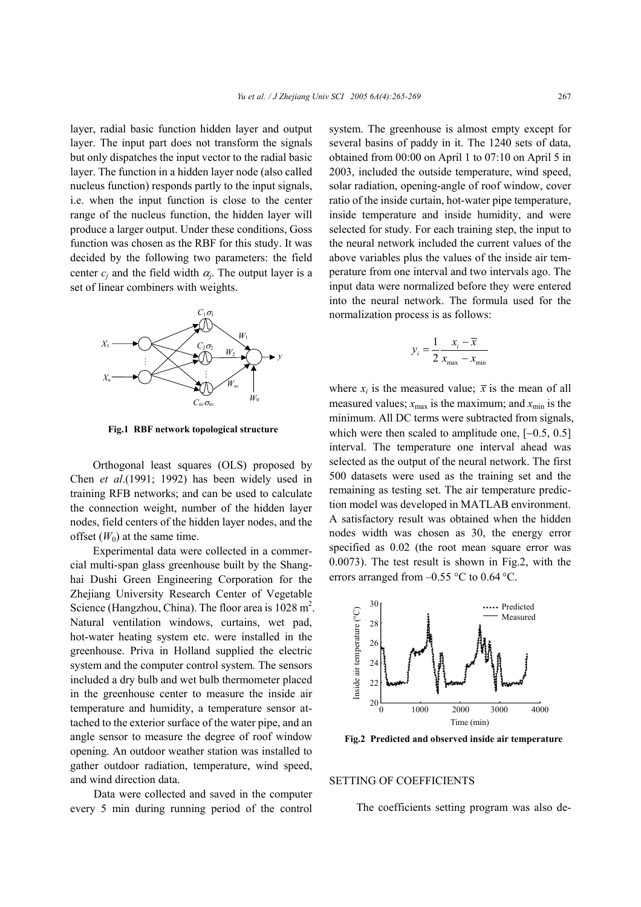layer, radial basic function hidden layer and output layer. The input part does not transform the signals but only dispatches the input vector to the radial basic layer. The function in a hidden layer node (also called nucleus function) responds partly to the input signals, i.e. when the input function is close to the center range of the nucleus function, the hidden layer will produce a larger output. Under these conditions, Goss function was chosen as the RBF for this study. It was decided by the following two parameters: the field center $c_j$ and the field width $\alpha_j$. The output layer is a set of linear combiners with weights.

**Fig.1 RBF network topological structure**

Orthogonal least squares (OLS) proposed by Chen *et al*.(1991; 1992) has been widely used in training RFB networks; and can be used to calculate the connection weight, number of the hidden layer nodes, field centers of the hidden layer nodes, and the offset ($W_0$) at the same time.

Experimental data were collected in a commercial multi-span glass greenhouse built by the Shanghai Dushi Green Engineering Corporation for the Zhejiang University Research Center of Vegetable Science (Hangzhou, China). The floor area is 1028 $m^2$. Natural ventilation windows, curtains, wet pad, hot-water heating system etc. were installed in the greenhouse. Priva in Holland supplied the electric system and the computer control system. The sensors included a dry bulb and wet bulb thermometer placed in the greenhouse center to measure the inside air temperature and humidity, a temperature sensor attached to the exterior surface of the water pipe, and an angle sensor to measure the degree of roof window opening. An outdoor weather station was installed to gather outdoor radiation, temperature, wind speed, and wind direction data.

Data were collected and saved in the computer every 5 min during running period of the control system. The greenhouse is almost empty except for several basins of paddy in it. The 1240 sets of data, obtained from 00:00 on April 1 to 07:10 on April 5 in 2003, included the outside temperature, wind speed, solar radiation, opening-angle of roof window, cover ratio of the inside curtain, hot-water pipe temperature, inside temperature and inside humidity, and were selected for study. For each training step, the input to the neural network included the current values of the above variables plus the values of the inside air temperature from one interval and two intervals ago. The input data were normalized before they were entered into the neural network. The formula used for the normalization process is as follows:

$$y_i = \frac{1}{2}\frac{x_i - \bar{x}}{x_{\max} - x_{\min}}$$

where $x_i$ is the measured value; $\bar{x}$ is the mean of all measured values; $x_{\max}$ is the maximum; and $x_{\min}$ is the minimum. All DC terms were subtracted from signals, which were then scaled to amplitude one, [−0.5, 0.5] interval. The temperature one interval ahead was selected as the output of the neural network. The first 500 datasets were used as the training set and the remaining as testing set. The air temperature prediction model was developed in MATLAB environment. A satisfactory result was obtained when the hidden nodes width was chosen as 30, the energy error specified as 0.02 (the root mean square error was 0.0073). The test result is shown in Fig.2, with the errors arranged from –0.55 °C to 0.64 °C.

**Fig.2 Predicted and observed inside air temperature**

## SETTING OF COEFFICIENTS

The coefficients setting program was also de-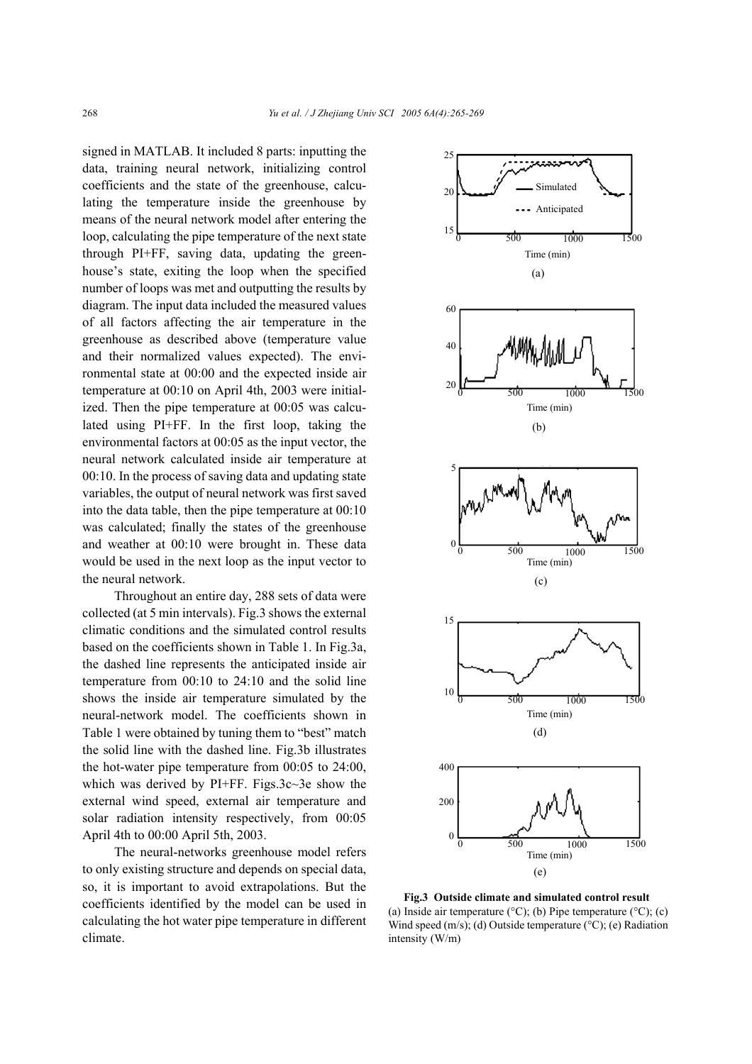signed in MATLAB. It included 8 parts: inputting the data, training neural network, initializing control coefficients and the state of the greenhouse, calculating the temperature inside the greenhouse by means of the neural network model after entering the loop, calculating the pipe temperature of the next state through PI+FF, saving data, updating the greenhouse's state, exiting the loop when the specified number of loops was met and outputting the results by diagram. The input data included the measured values of all factors affecting the air temperature in the greenhouse as described above (temperature value and their normalized values expected). The environmental state at 00:00 and the expected inside air temperature at 00:10 on April 4th, 2003 were initialized. Then the pipe temperature at 00:05 was calculated using PI+FF. In the first loop, taking the environmental factors at 00:05 as the input vector, the neural network calculated inside air temperature at 00:10. In the process of saving data and updating state variables, the output of neural network was first saved into the data table, then the pipe temperature at 00:10 was calculated; finally the states of the greenhouse and weather at 00:10 were brought in. These data would be used in the next loop as the input vector to the neural network.

Throughout an entire day, 288 sets of data were collected (at 5 min intervals). Fig.3 shows the external climatic conditions and the simulated control results based on the coefficients shown in Table 1. In Fig.3a, the dashed line represents the anticipated inside air temperature from 00:10 to 24:10 and the solid line shows the inside air temperature simulated by the neural-network model. The coefficients shown in Table 1 were obtained by tuning them to "best" match the solid line with the dashed line. Fig.3b illustrates the hot-water pipe temperature from 00:05 to 24:00, which was derived by PI+FF. Figs.3c~3e show the external wind speed, external air temperature and solar radiation intensity respectively, from 00:05 April 4th to 00:00 April 5th, 2003.

The neural-networks greenhouse model refers to only existing structure and depends on special data, so, it is important to avoid extrapolations. But the coefficients identified by the model can be used in calculating the hot water pipe temperature in different climate.

**Fig.3 Outside climate and simulated control result**
(a) Inside air temperature (°C); (b) Pipe temperature (°C); (c) Wind speed (m/s); (d) Outside temperature (°C); (e) Radiation intensity (W/m)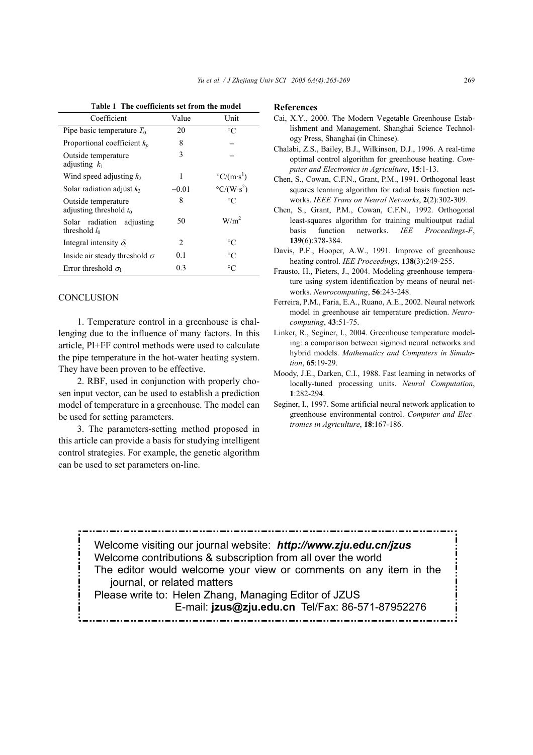**Table 1 The coefficients set from the model**

| Coefficient | Value | Unit |
|---|---|---|
| Pipe basic temperature $T_0$ | 20 | °C |
| Proportional coefficient $k_p$ | 8 | – |
| Outside temperature adjusting $k_1$ | 3 | – |
| Wind speed adjusting $k_2$ | 1 | $°C/(m{\cdot}s^1)$ |
| Solar radiation adjust $k_3$ | −0.01 | $°C/(W{\cdot}s^2)$ |
| Outside temperature adjusting threshold $t_0$ | 8 | °C |
| Solar radiation adjusting threshold $l_0$ | 50 | $W/m^2$ |
| Integral intensity $\delta_i$ | 2 | °C |
| Inside air steady threshold $\sigma$ | 0.1 | °C |
| Error threshold $\sigma_1$ | 0.3 | °C |

## CONCLUSION

1. Temperature control in a greenhouse is challenging due to the influence of many factors. In this article, PI+FF control methods were used to calculate the pipe temperature in the hot-water heating system. They have been proven to be effective.

2. RBF, used in conjunction with properly chosen input vector, can be used to establish a prediction model of temperature in a greenhouse. The model can be used for setting parameters.

3. The parameters-setting method proposed in this article can provide a basis for studying intelligent control strategies. For example, the genetic algorithm can be used to set parameters on-line.

## References

Cai, X.Y., 2000. The Modern Vegetable Greenhouse Establishment and Management. Shanghai Science Technology Press, Shanghai (in Chinese).

Chalabi, Z.S., Bailey, B.J., Wilkinson, D.J., 1996. A real-time optimal control algorithm for greenhouse heating. *Computer and Electronics in Agriculture*, **15**:1-13.

Chen, S., Cowan, C.F.N., Grant, P.M., 1991. Orthogonal least squares learning algorithm for radial basis function networks. *IEEE Trans on Neural Networks*, **2**(2):302-309.

Chen, S., Grant, P.M., Cowan, C.F.N., 1992. Orthogonal least-squares algorithm for training multioutput radial basis function networks. *IEE Proceedings-F*, **139**(6):378-384.

Davis, P.F., Hooper, A.W., 1991. Improve of greenhouse heating control. *IEE Proceedings*, **138**(3):249-255.

Frausto, H., Pieters, J., 2004. Modeling greenhouse temperature using system identification by means of neural networks. *Neurocomputing*, **56**:243-248.

Ferreira, P.M., Faria, E.A., Ruano, A.E., 2002. Neural network model in greenhouse air temperature prediction. *Neurocomputing*, **43**:51-75.

Linker, R., Seginer, I., 2004. Greenhouse temperature modeling: a comparison between sigmoid neural networks and hybrid models. *Mathematics and Computers in Simulation*, **65**:19-29.

Moody, J.E., Darken, C.I., 1988. Fast learning in networks of locally-tuned processing units. *Neural Computation*, **1**:282-294.

Seginer, I., 1997. Some artificial neural network application to greenhouse environmental control. *Computer and Electronics in Agriculture*, **18**:167-186.

Welcome visiting our journal website: ***http://www.zju.edu.cn/jzus***
Welcome contributions & subscription from all over the world
The editor would welcome your view or comments on any item in the journal, or related matters
Please write to: Helen Zhang, Managing Editor of JZUS
E-mail: **jzus@zju.edu.cn** Tel/Fax: 86-571-87952276